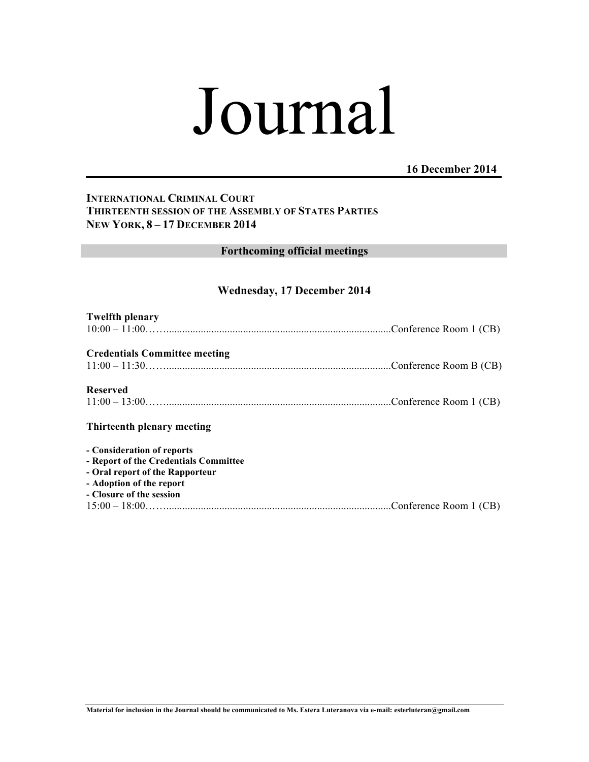# Journal

**16 December 2014**

**INTERNATIONAL CRIMINAL COURT**
**THIRTEENTH SESSION OF THE ASSEMBLY OF STATES PARTIES**
**NEW YORK, 8 – 17 DECEMBER 2014**

## Forthcoming official meetings

### Wednesday, 17 December 2014

**Twelfth plenary**
10:00 – 11:00……..................................................................................Conference Room 1 (CB)

**Credentials Committee meeting**
11:00 – 11:30……..................................................................................Conference Room B (CB)

**Reserved**
11:00 – 13:00……..................................................................................Conference Room 1 (CB)

**Thirteenth plenary meeting**

- **Consideration of reports**
- **Report of the Credentials Committee**
- **Oral report of the Rapporteur**
- **Adoption of the report**
- **Closure of the session**

15:00 – 18:00……..................................................................................Conference Room 1 (CB)

**Material for inclusion in the Journal should be communicated to Ms. Estera Luteranova via e-mail: esterluteran@gmail.com**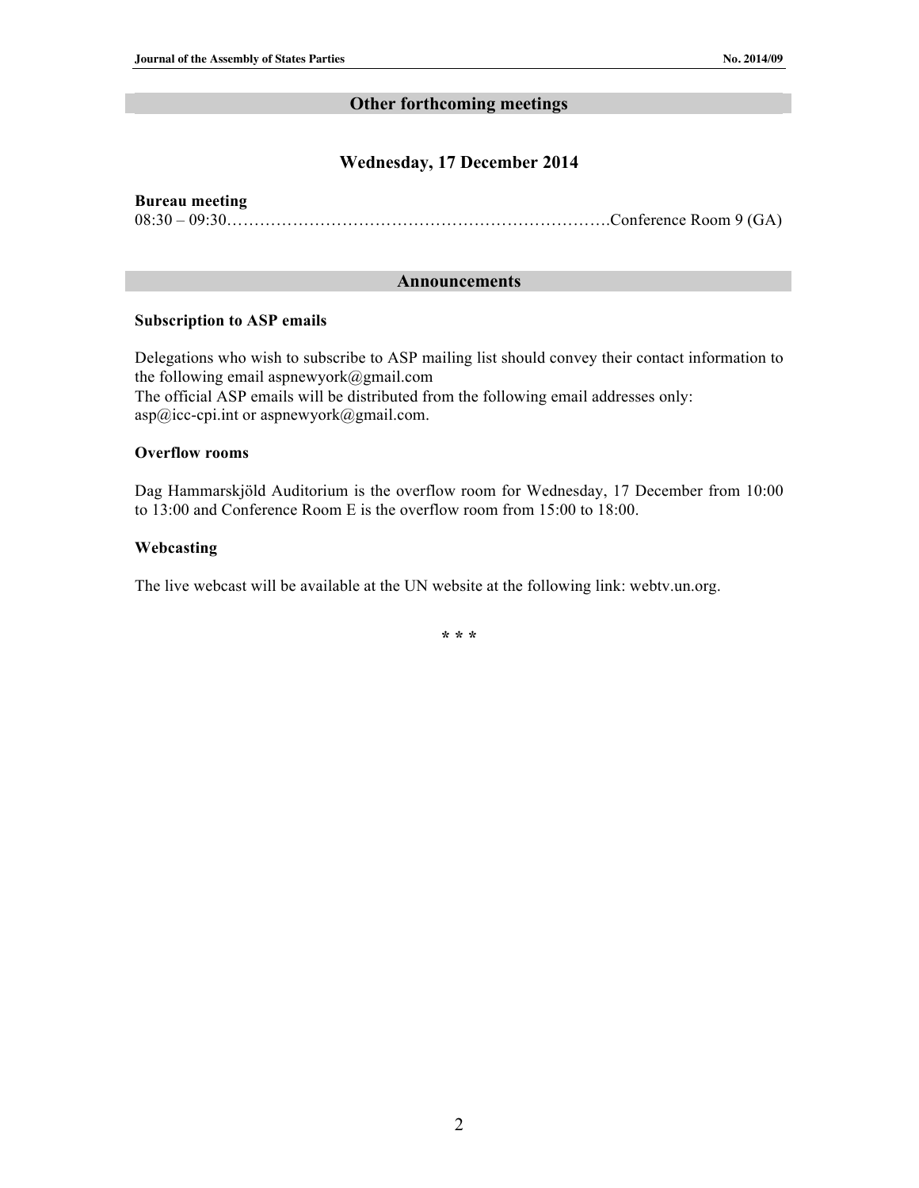## Other forthcoming meetings

### Wednesday, 17 December 2014

**Bureau meeting**
08:30 – 09:30…………………………………………………………….Conference Room 9 (GA)

## Announcements

**Subscription to ASP emails**

Delegations who wish to subscribe to ASP mailing list should convey their contact information to the following email aspnewyork@gmail.com
The official ASP emails will be distributed from the following email addresses only: asp@icc-cpi.int or aspnewyork@gmail.com.

**Overflow rooms**

Dag Hammarskjöld Auditorium is the overflow room for Wednesday, 17 December from 10:00 to 13:00 and Conference Room E is the overflow room from 15:00 to 18:00.

**Webcasting**

The live webcast will be available at the UN website at the following link: webtv.un.org.

\* \* \*